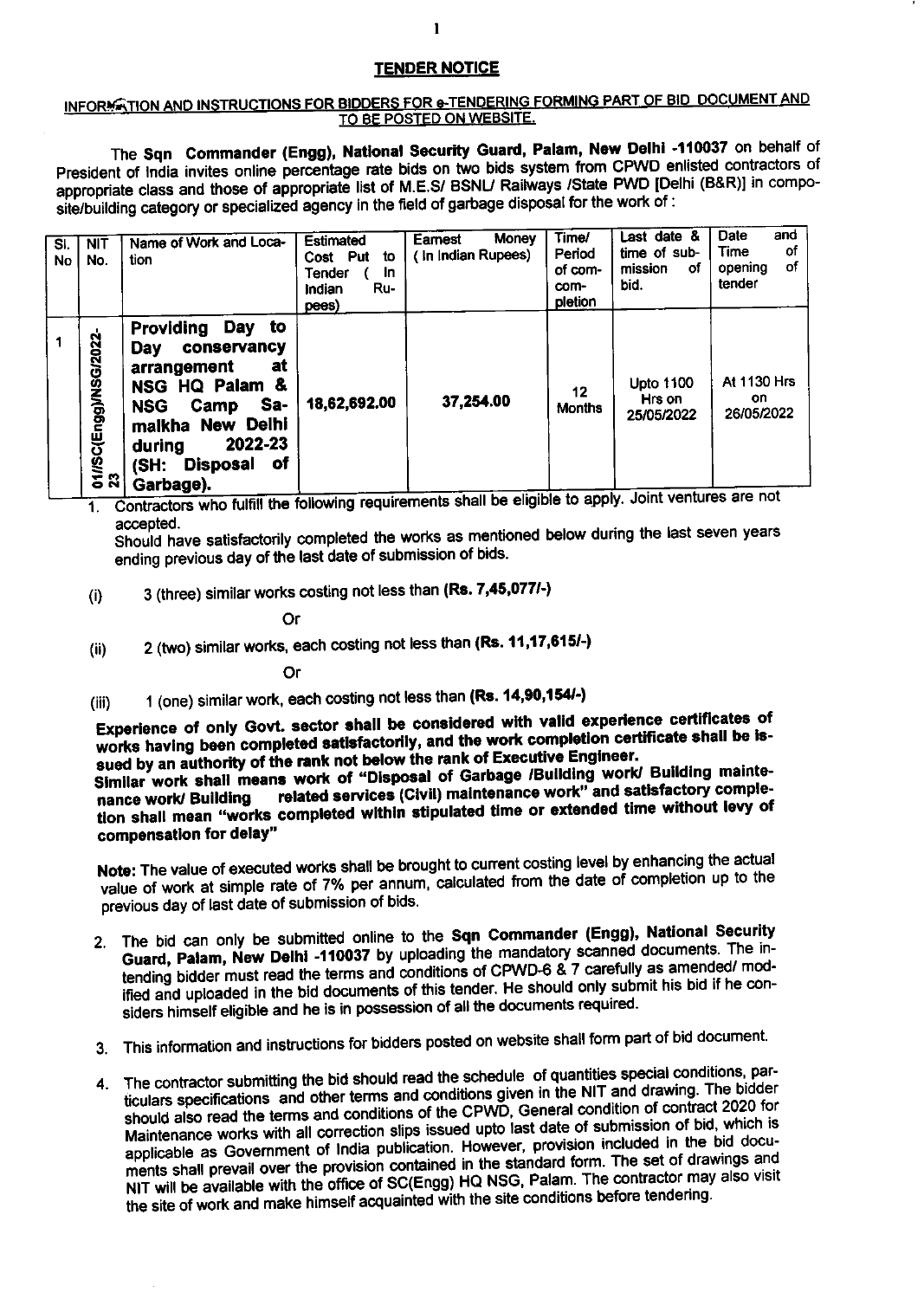## TENDER NOTICE

### INFORMATION AND INSTRUCTIONS FOR BIDDERS FOR e-TENDERING FORMING PART OF BID DOCUMENT AND TO BE POSTED ON WEBSITE.

The **Sqn Commander (Engg), National Security Guard, Palam, New Delhi -110037** on behalf of President of India invites online percentage rate bids on two bids system from CPWD enlisted contractors of appropriate class and those of appropriate list of M.E.S/ BSNL/ Railways /State PWD [Delhi (B&R)] in composite/building category or specialized agency in the field of garbage disposal for the work of :

| Sl. No | NIT No. | Name of Work and Location | Estimated Cost Put to Tender ( In Indian Rupees) | Earnest Money ( In Indian Rupees) | Time/ Period of completion | Last date & time of submission of bid. | Date and Time of opening of tender |
|---|---|---|---|---|---|---|---|
| 1 | 01/SC(Engg)/NSG/2022-23 | **Providing Day to Day conservancy arrangement at NSG HQ Palam & NSG Camp Samalkha New Delhi during 2022-23 (SH: Disposal of Garbage).** | 18,62,692.00 | 37,254.00 | 12 Months | Upto 1100 Hrs on 25/05/2022 | At 1130 Hrs on 26/05/2022 |

1. Contractors who fulfill the following requirements shall be eligible to apply. Joint ventures are not accepted.
   Should have satisfactorily completed the works as mentioned below during the last seven years ending previous day of the last date of submission of bids.

   (i) 3 (three) similar works costing not less than **(Rs. 7,45,077/-)**

   Or

   (ii) 2 (two) similar works, each costing not less than **(Rs. 11,17,615/-)**

   Or

   (iii) 1 (one) similar work, each costing not less than **(Rs. 14,90,154/-)**

   **Experience of only Govt. sector shall be considered with valid experience certificates of works having been completed satisfactorily, and the work completion certificate shall be issued by an authority of the rank not below the rank of Executive Engineer.**
   **Similar work shall means work of "Disposal of Garbage /Building work/ Building maintenance work/ Building related services (Civil) maintenance work" and satisfactory completion shall mean "works completed within stipulated time or extended time without levy of compensation for delay"**

   **Note:** The value of executed works shall be brought to current costing level by enhancing the actual value of work at simple rate of 7% per annum, calculated from the date of completion up to the previous day of last date of submission of bids.

2. The bid can only be submitted online to the **Sqn Commander (Engg), National Security Guard, Palam, New Delhi -110037** by uploading the mandatory scanned documents. The intending bidder must read the terms and conditions of CPWD-6 & 7 carefully as amended/ modified and uploaded in the bid documents of this tender. He should only submit his bid if he considers himself eligible and he is in possession of all the documents required.

3. This information and instructions for bidders posted on website shall form part of bid document.

4. The contractor submitting the bid should read the schedule of quantities special conditions, particulars specifications and other terms and conditions given in the NIT and drawing. The bidder should also read the terms and conditions of the CPWD, General condition of contract 2020 for Maintenance works with all correction slips issued upto last date of submission of bid, which is applicable as Government of India publication. However, provision included in the bid documents shall prevail over the provision contained in the standard form. The set of drawings and NIT will be available with the office of SC(Engg) HQ NSG, Palam. The contractor may also visit the site of work and make himself acquainted with the site conditions before tendering.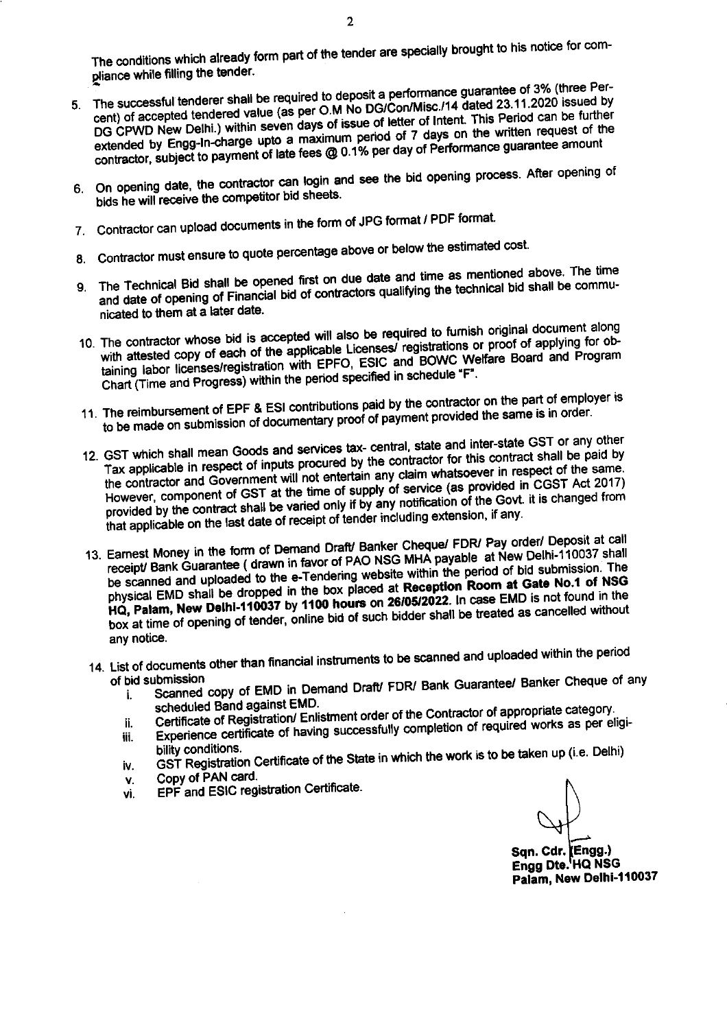The conditions which already form part of the tender are specially brought to his notice for compliance while filling the tender.

5. The successful tenderer shall be required to deposit a performance guarantee of 3% (three Percent) of accepted tendered value (as per O.M No DG/Con/Misc./14 dated 23.11.2020 issued by DG CPWD New Delhi.) within seven days of issue of letter of Intent. This Period can be further extended by Engg-In-charge upto a maximum period of 7 days on the written request of the contractor, subject to payment of late fees @ 0.1% per day of Performance guarantee amount

6. On opening date, the contractor can login and see the bid opening process. After opening of bids he will receive the competitor bid sheets.

7. Contractor can upload documents in the form of JPG format / PDF format.

8. Contractor must ensure to quote percentage above or below the estimated cost.

9. The Technical Bid shall be opened first on due date and time as mentioned above. The time and date of opening of Financial bid of contractors qualifying the technical bid shall be communicated to them at a later date.

10. The contractor whose bid is accepted will also be required to furnish original document along with attested copy of each of the applicable Licenses/ registrations or proof of applying for obtaining labor licenses/registration with EPFO, ESIC and BOWC Welfare Board and Program Chart (Time and Progress) within the period specified in schedule "F".

11. The reimbursement of EPF & ESI contributions paid by the contractor on the part of employer is to be made on submission of documentary proof of payment provided the same is in order.

12. GST which shall mean Goods and services tax- central, state and inter-state GST or any other Tax applicable in respect of inputs procured by the contractor for this contract shall be paid by the contractor and Government will not entertain any claim whatsoever in respect of the same. However, component of GST at the time of supply of service (as provided in CGST Act 2017) provided by the contract shall be varied only if by any notification of the Govt. it is changed from that applicable on the last date of receipt of tender including extension, if any.

13. Earnest Money in the form of Demand Draft/ Banker Cheque/ FDR/ Pay order/ Deposit at call receipt/ Bank Guarantee ( drawn in favor of PAO NSG MHA payable at New Delhi-110037 shall be scanned and uploaded to the e-Tendering website within the period of bid submission. The physical EMD shall be dropped in the box placed at **Reception Room at Gate No.1 of NSG HQ, Palam, New Delhi-110037** by **1100 hours** on **26/05/2022**. In case EMD is not found in the box at time of opening of tender, online bid of such bidder shall be treated as cancelled without any notice.

14. List of documents other than financial instruments to be scanned and uploaded within the period of bid submission
    i. Scanned copy of EMD in Demand Draft/ FDR/ Bank Guarantee/ Banker Cheque of any scheduled Band against EMD.
    ii. Certificate of Registration/ Enlistment order of the Contractor of appropriate category.
    iii. Experience certificate of having successfully completion of required works as per eligibility conditions.
    iv. GST Registration Certificate of the State in which the work is to be taken up (i.e. Delhi)
    v. Copy of PAN card.
    vi. EPF and ESIC registration Certificate.

**Sqn. Cdr. (Engg.)**
**Engg Dte. HQ NSG**
**Palam, New Delhi-110037**